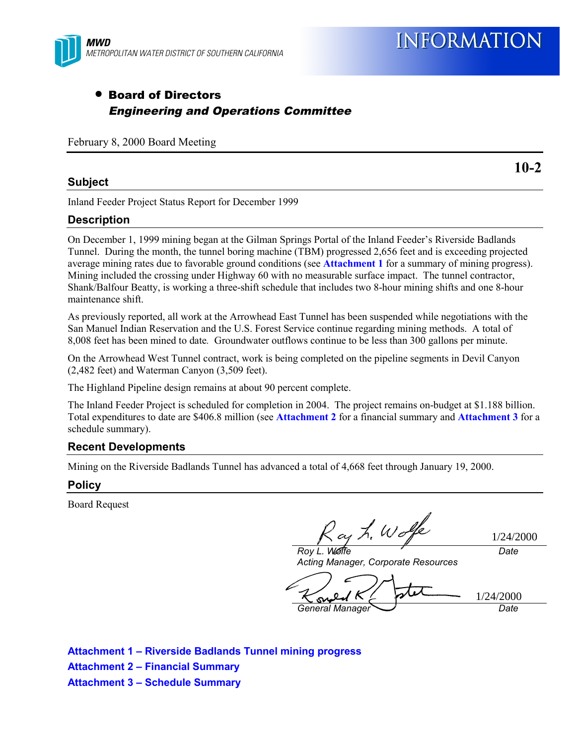MWD
METROPOLITAN WATER DISTRICT OF SOUTHERN CALIFORNIA

# INFORMATION

- **Board of Directors**
  ***Engineering and Operations Committee***

February 8, 2000 Board Meeting

**10-2**

## Subject

Inland Feeder Project Status Report for December 1999

## Description

On December 1, 1999 mining began at the Gilman Springs Portal of the Inland Feeder's Riverside Badlands Tunnel. During the month, the tunnel boring machine (TBM) progressed 2,656 feet and is exceeding projected average mining rates due to favorable ground conditions (see **Attachment 1** for a summary of mining progress). Mining included the crossing under Highway 60 with no measurable surface impact. The tunnel contractor, Shank/Balfour Beatty, is working a three-shift schedule that includes two 8-hour mining shifts and one 8-hour maintenance shift.

As previously reported, all work at the Arrowhead East Tunnel has been suspended while negotiations with the San Manuel Indian Reservation and the U.S. Forest Service continue regarding mining methods. A total of 8,008 feet has been mined to date. Groundwater outflows continue to be less than 300 gallons per minute.

On the Arrowhead West Tunnel contract, work is being completed on the pipeline segments in Devil Canyon (2,482 feet) and Waterman Canyon (3,509 feet).

The Highland Pipeline design remains at about 90 percent complete.

The Inland Feeder Project is scheduled for completion in 2004. The project remains on-budget at $1.188 billion. Total expenditures to date are $406.8 million (see **Attachment 2** for a financial summary and **Attachment 3** for a schedule summary).

## Recent Developments

Mining on the Riverside Badlands Tunnel has advanced a total of 4,668 feet through January 19, 2000.

## Policy

Board Request

| | |
|---|---|
| *Roy L. Wolfe* | 1/24/2000 |
| *Roy L. Wolfe* *Acting Manager, Corporate Resources* | *Date* |
| *Ronald R. Gastelum* | 1/24/2000 |
| *General Manager* | *Date* |

**Attachment 1 – Riverside Badlands Tunnel mining progress**
**Attachment 2 – Financial Summary**
**Attachment 3 – Schedule Summary**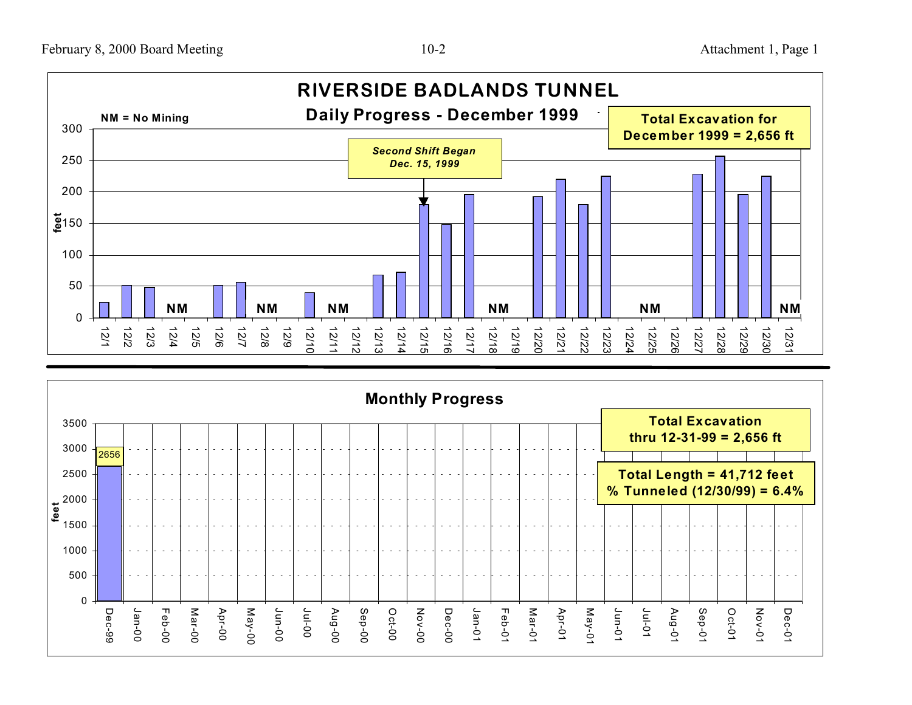# RIVERSIDE BADLANDS TUNNEL

## Daily Progress - December 1999

NM = No Mining

**Total Excavation for December 1999 = 2,656 ft**

*Second Shift Began Dec. 15, 1999*

## Monthly Progress

**Total Excavation thru 12-31-99 = 2,656 ft**

**Total Length = 41,712 feet**
**% Tunneled (12/30/99) = 6.4%**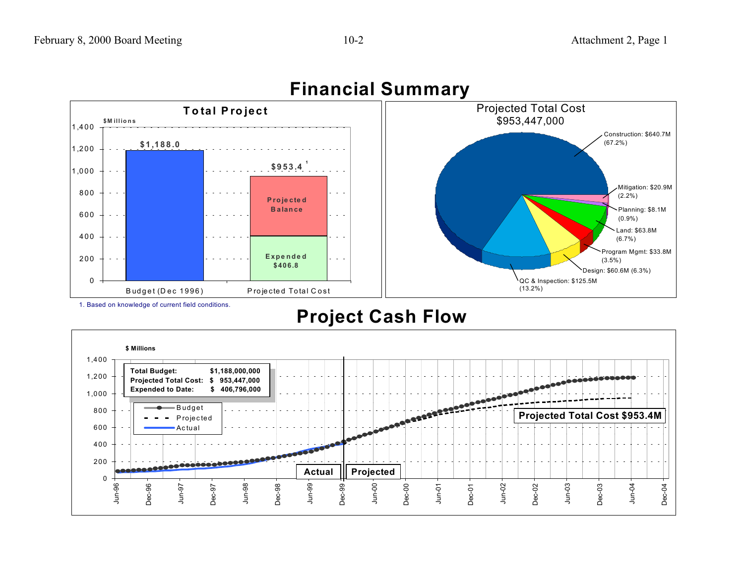# Financial Summary

## Total Project

$Millions

| | Budget (Dec 1996) | Projected Total Cost |
|---|---|---|
| Total | $1,188.0 | $953.4 [1] |
| Projected Balance | | |
| Expended | | $406.8 |

1. Based on knowledge of current field conditions.

## Projected Total Cost $953,447,000

- Construction: $640.7M (67.2%)
- Mitigation: $20.9M (2.2%)
- Planning: $8.1M (0.9%)
- Land: $63.8M (6.7%)
- Program Mgmt: $33.8M (3.5%)
- Design: $60.6M (6.3%)
- QC & Inspection: $125.5M (13.2%)

# Project Cash Flow

$ Millions

| | |
|---|---|
| **Total Budget:** | **$1,188,000,000** |
| **Projected Total Cost:** | **$ 953,447,000** |
| **Expended to Date:** | **$ 406,796,000** |

Legend: Budget, Projected, Actual

Actual | Projected

**Projected Total Cost $953.4M**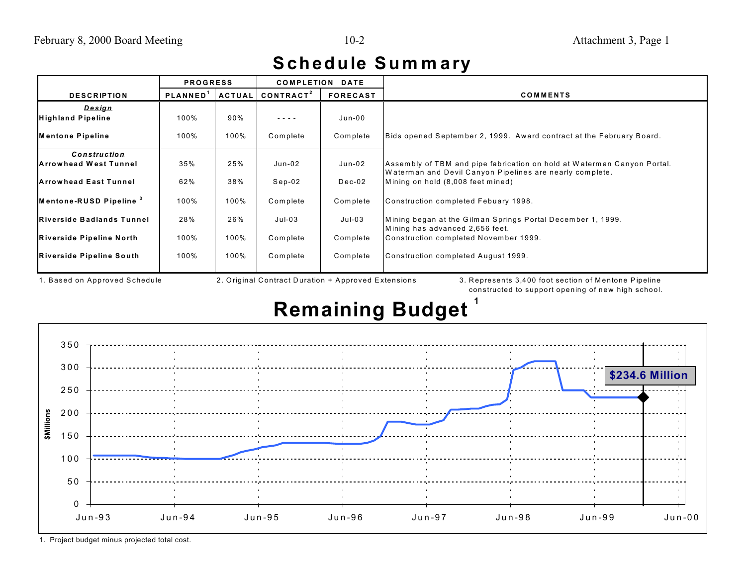# Schedule Summary

| DESCRIPTION | PROGRESS | | COMPLETION DATE | | COMMENTS |
|---|---|---|---|---|---|
| | PLANNED[1] | ACTUAL | CONTRACT[2] | FORECAST | |
| ***Design*** | | | | | |
| **Highland Pipeline** | 100% | 90% | - - - - | Jun-00 | |
| **Mentone Pipeline** | 100% | 100% | Complete | Complete | Bids opened September 2, 1999. Award contract at the February Board. |
| ***Construction*** | | | | | |
| **Arrowhead West Tunnel** | 35% | 25% | Jun-02 | Jun-02 | Assembly of TBM and pipe fabrication on hold at Waterman Canyon Portal. Waterman and Devil Canyon Pipelines are nearly complete. |
| **Arrowhead East Tunnel** | 62% | 38% | Sep-02 | Dec-02 | Mining on hold (8,008 feet mined) |
| **Mentone-RUSD Pipeline** [3] | 100% | 100% | Complete | Complete | Construction completed Febuary 1998. |
| **Riverside Badlands Tunnel** | 28% | 26% | Jul-03 | Jul-03 | Mining began at the Gilman Springs Portal December 1, 1999. Mining has advanced 2,656 feet. |
| **Riverside Pipeline North** | 100% | 100% | Complete | Complete | Construction completed November 1999. |
| **Riverside Pipeline South** | 100% | 100% | Complete | Complete | Construction completed August 1999. |

1. Based on Approved Schedule
2. Original Contract Duration + Approved Extensions
3. Represents 3,400 foot section of Mentone Pipeline constructed to support opening of new high school.

# Remaining Budget [1]

$Millions

350
300
250
200
150
100
50
0

Jun-93 Jun-94 Jun-95 Jun-96 Jun-97 Jun-98 Jun-99 Jun-00

$234.6 Million

1. Project budget minus projected total cost.